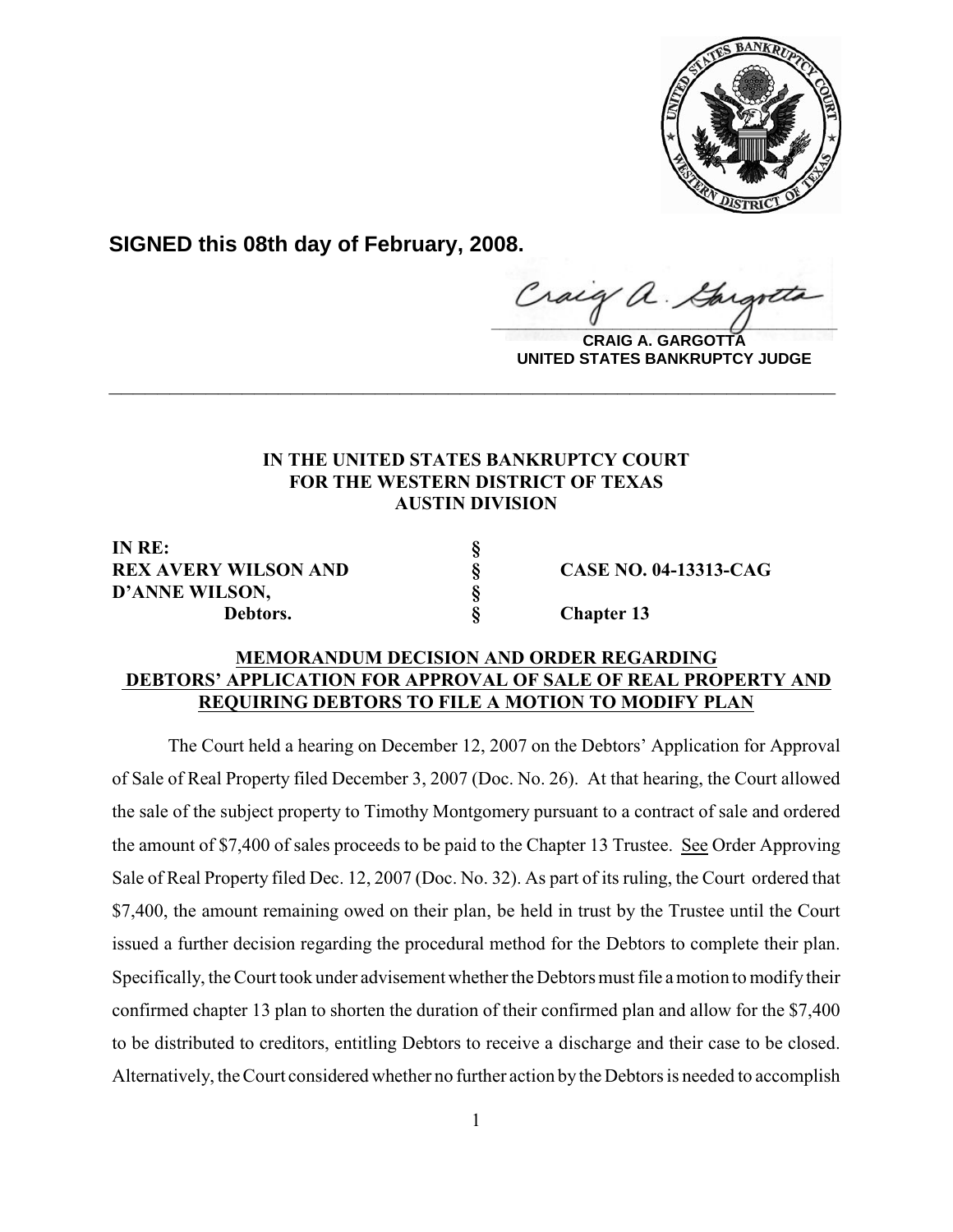**SIGNED this 08th day of February, 2008.**

**CRAIG A. GARGOTTA**
**UNITED STATES BANKRUPTCY JUDGE**

---

**IN THE UNITED STATES BANKRUPTCY COURT**
**FOR THE WESTERN DISTRICT OF TEXAS**
**AUSTIN DIVISION**

| | | |
|---|---|---|
| **IN RE:** | **§** | |
| **REX AVERY WILSON AND** | **§** | **CASE NO. 04-13313-CAG** |
| **D'ANNE WILSON,** | **§** | |
| **Debtors.** | **§** | **Chapter 13** |

**MEMORANDUM DECISION AND ORDER REGARDING DEBTORS' APPLICATION FOR APPROVAL OF SALE OF REAL PROPERTY AND REQUIRING DEBTORS TO FILE A MOTION TO MODIFY PLAN**

The Court held a hearing on December 12, 2007 on the Debtors' Application for Approval of Sale of Real Property filed December 3, 2007 (Doc. No. 26). At that hearing, the Court allowed the sale of the subject property to Timothy Montgomery pursuant to a contract of sale and ordered the amount of $7,400 of sales proceeds to be paid to the Chapter 13 Trustee. See Order Approving Sale of Real Property filed Dec. 12, 2007 (Doc. No. 32). As part of its ruling, the Court ordered that $7,400, the amount remaining owed on their plan, be held in trust by the Trustee until the Court issued a further decision regarding the procedural method for the Debtors to complete their plan. Specifically, the Court took under advisement whether the Debtors must file a motion to modify their confirmed chapter 13 plan to shorten the duration of their confirmed plan and allow for the $7,400 to be distributed to creditors, entitling Debtors to receive a discharge and their case to be closed. Alternatively, the Court considered whether no further action by the Debtors is needed to accomplish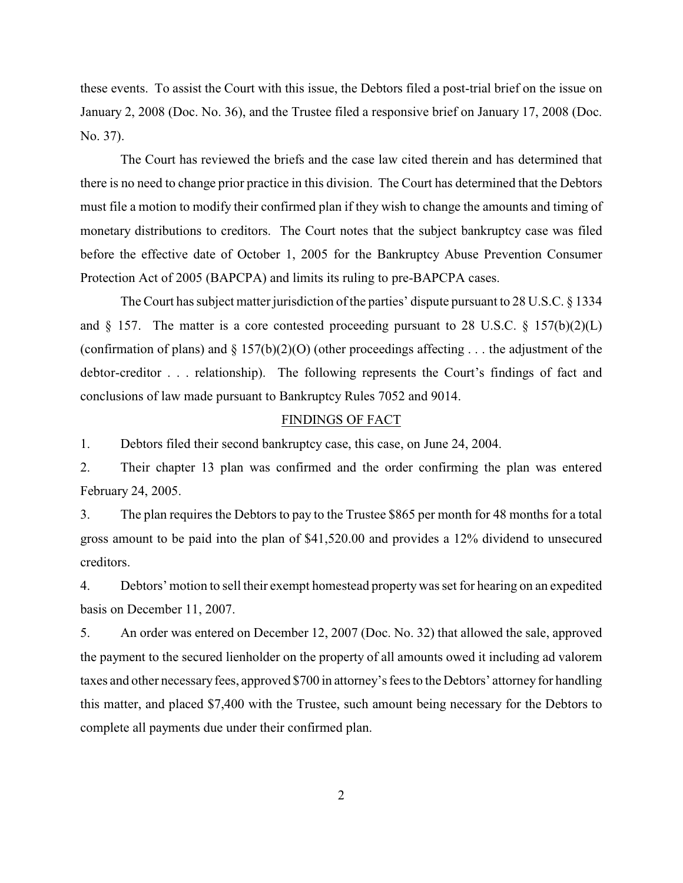these events. To assist the Court with this issue, the Debtors filed a post-trial brief on the issue on January 2, 2008 (Doc. No. 36), and the Trustee filed a responsive brief on January 17, 2008 (Doc. No. 37).

The Court has reviewed the briefs and the case law cited therein and has determined that there is no need to change prior practice in this division. The Court has determined that the Debtors must file a motion to modify their confirmed plan if they wish to change the amounts and timing of monetary distributions to creditors. The Court notes that the subject bankruptcy case was filed before the effective date of October 1, 2005 for the Bankruptcy Abuse Prevention Consumer Protection Act of 2005 (BAPCPA) and limits its ruling to pre-BAPCPA cases.

The Court has subject matter jurisdiction of the parties' dispute pursuant to 28 U.S.C. § 1334 and § 157. The matter is a core contested proceeding pursuant to 28 U.S.C. § 157(b)(2)(L) (confirmation of plans) and § 157(b)(2)(O) (other proceedings affecting . . . the adjustment of the debtor-creditor . . . relationship). The following represents the Court's findings of fact and conclusions of law made pursuant to Bankruptcy Rules 7052 and 9014.

## FINDINGS OF FACT

1. Debtors filed their second bankruptcy case, this case, on June 24, 2004.

2. Their chapter 13 plan was confirmed and the order confirming the plan was entered February 24, 2005.

3. The plan requires the Debtors to pay to the Trustee $865 per month for 48 months for a total gross amount to be paid into the plan of $41,520.00 and provides a 12% dividend to unsecured creditors.

4. Debtors' motion to sell their exempt homestead property was set for hearing on an expedited basis on December 11, 2007.

5. An order was entered on December 12, 2007 (Doc. No. 32) that allowed the sale, approved the payment to the secured lienholder on the property of all amounts owed it including ad valorem taxes and other necessary fees, approved $700 in attorney's fees to the Debtors' attorney for handling this matter, and placed $7,400 with the Trustee, such amount being necessary for the Debtors to complete all payments due under their confirmed plan.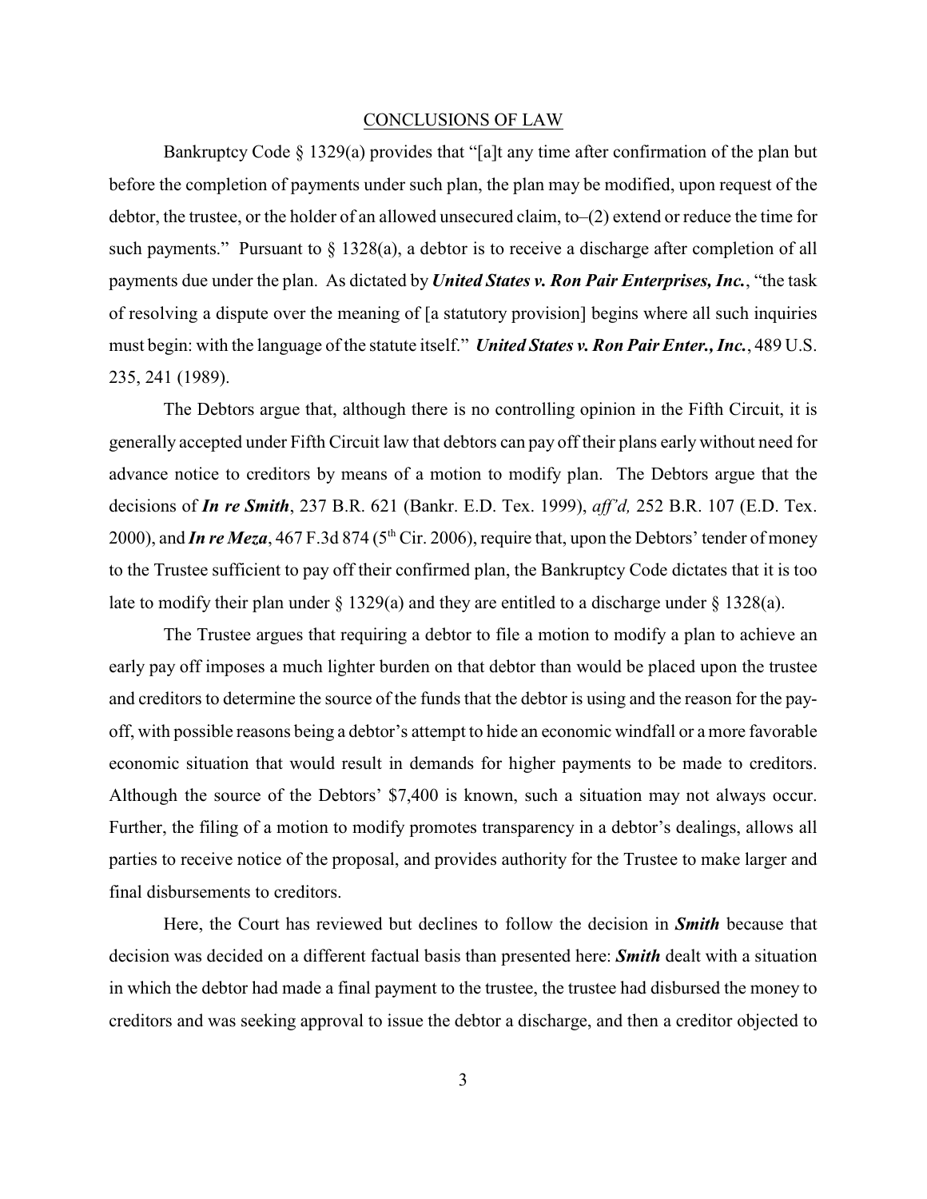## CONCLUSIONS OF LAW

Bankruptcy Code § 1329(a) provides that "[a]t any time after confirmation of the plan but before the completion of payments under such plan, the plan may be modified, upon request of the debtor, the trustee, or the holder of an allowed unsecured claim, to–(2) extend or reduce the time for such payments." Pursuant to § 1328(a), a debtor is to receive a discharge after completion of all payments due under the plan. As dictated by ***United States v. Ron Pair Enterprises, Inc.***, "the task of resolving a dispute over the meaning of [a statutory provision] begins where all such inquiries must begin: with the language of the statute itself." ***United States v. Ron Pair Enter., Inc.***, 489 U.S. 235, 241 (1989).

The Debtors argue that, although there is no controlling opinion in the Fifth Circuit, it is generally accepted under Fifth Circuit law that debtors can pay off their plans early without need for advance notice to creditors by means of a motion to modify plan. The Debtors argue that the decisions of ***In re Smith***, 237 B.R. 621 (Bankr. E.D. Tex. 1999), *aff'd,* 252 B.R. 107 (E.D. Tex. 2000), and ***In re Meza***, 467 F.3d 874 (5th Cir. 2006), require that, upon the Debtors' tender of money to the Trustee sufficient to pay off their confirmed plan, the Bankruptcy Code dictates that it is too late to modify their plan under § 1329(a) and they are entitled to a discharge under § 1328(a).

The Trustee argues that requiring a debtor to file a motion to modify a plan to achieve an early pay off imposes a much lighter burden on that debtor than would be placed upon the trustee and creditors to determine the source of the funds that the debtor is using and the reason for the pay-off, with possible reasons being a debtor's attempt to hide an economic windfall or a more favorable economic situation that would result in demands for higher payments to be made to creditors. Although the source of the Debtors' $7,400 is known, such a situation may not always occur. Further, the filing of a motion to modify promotes transparency in a debtor's dealings, allows all parties to receive notice of the proposal, and provides authority for the Trustee to make larger and final disbursements to creditors.

Here, the Court has reviewed but declines to follow the decision in ***Smith*** because that decision was decided on a different factual basis than presented here: ***Smith*** dealt with a situation in which the debtor had made a final payment to the trustee, the trustee had disbursed the money to creditors and was seeking approval to issue the debtor a discharge, and then a creditor objected to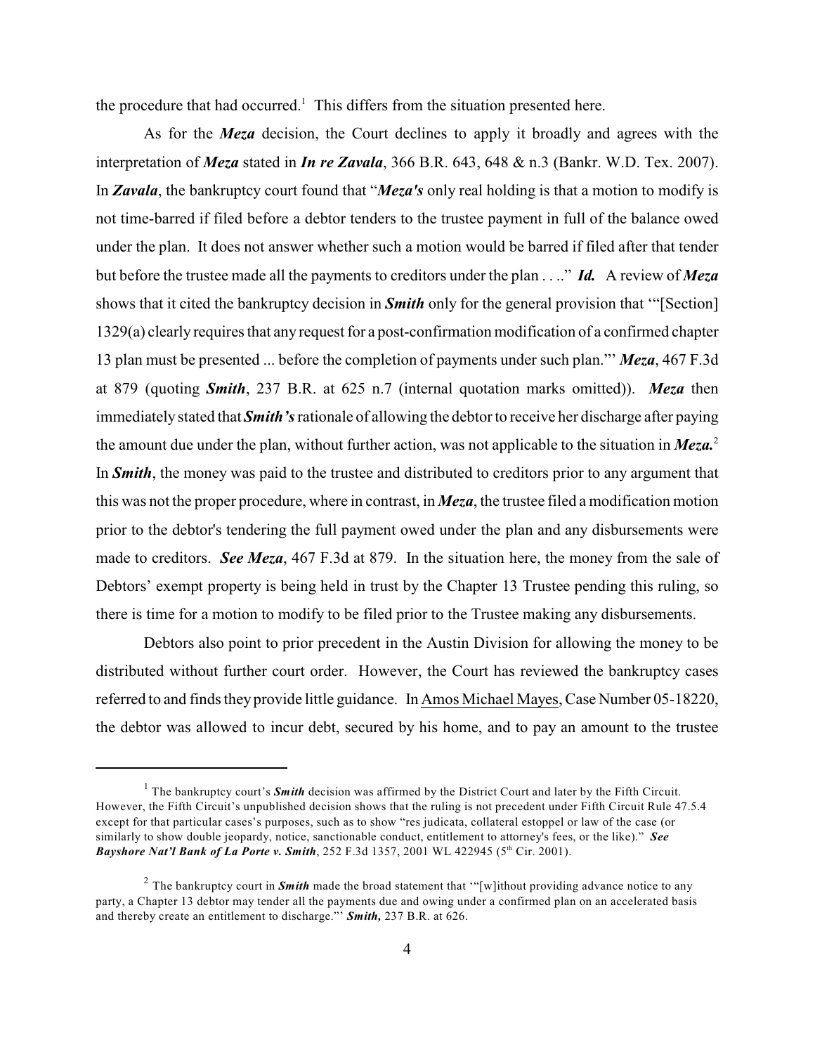the procedure that had occurred.[1] This differs from the situation presented here.

As for the ***Meza*** decision, the Court declines to apply it broadly and agrees with the interpretation of ***Meza*** stated in ***In re Zavala***, 366 B.R. 643, 648 & n.3 (Bankr. W.D. Tex. 2007). In ***Zavala***, the bankruptcy court found that "***Meza's*** only real holding is that a motion to modify is not time-barred if filed before a debtor tenders to the trustee payment in full of the balance owed under the plan. It does not answer whether such a motion would be barred if filed after that tender but before the trustee made all the payments to creditors under the plan . . .." ***Id.*** A review of ***Meza*** shows that it cited the bankruptcy decision in ***Smith*** only for the general provision that '"[Section] 1329(a) clearly requires that any request for a post-confirmation modification of a confirmed chapter 13 plan must be presented ... before the completion of payments under such plan."' ***Meza***, 467 F.3d at 879 (quoting ***Smith***, 237 B.R. at 625 n.7 (internal quotation marks omitted)). ***Meza*** then immediately stated that ***Smith's*** rationale of allowing the debtor to receive her discharge after paying the amount due under the plan, without further action, was not applicable to the situation in ***Meza.***[2] In ***Smith***, the money was paid to the trustee and distributed to creditors prior to any argument that this was not the proper procedure, where in contrast, in ***Meza***, the trustee filed a modification motion prior to the debtor's tendering the full payment owed under the plan and any disbursements were made to creditors. ***See Meza***, 467 F.3d at 879. In the situation here, the money from the sale of Debtors' exempt property is being held in trust by the Chapter 13 Trustee pending this ruling, so there is time for a motion to modify to be filed prior to the Trustee making any disbursements.

Debtors also point to prior precedent in the Austin Division for allowing the money to be distributed without further court order. However, the Court has reviewed the bankruptcy cases referred to and finds they provide little guidance. In Amos Michael Mayes, Case Number 05-18220, the debtor was allowed to incur debt, secured by his home, and to pay an amount to the trustee

---

[1] The bankruptcy court's ***Smith*** decision was affirmed by the District Court and later by the Fifth Circuit. However, the Fifth Circuit's unpublished decision shows that the ruling is not precedent under Fifth Circuit Rule 47.5.4 except for that particular cases's purposes, such as to show "res judicata, collateral estoppel or law of the case (or similarly to show double jeopardy, notice, sanctionable conduct, entitlement to attorney's fees, or the like)." ***See Bayshore Nat'l Bank of La Porte v. Smith***, 252 F.3d 1357, 2001 WL 422945 (5th Cir. 2001).

[2] The bankruptcy court in ***Smith*** made the broad statement that '"[w]ithout providing advance notice to any party, a Chapter 13 debtor may tender all the payments due and owing under a confirmed plan on an accelerated basis and thereby create an entitlement to discharge."' ***Smith,*** 237 B.R. at 626.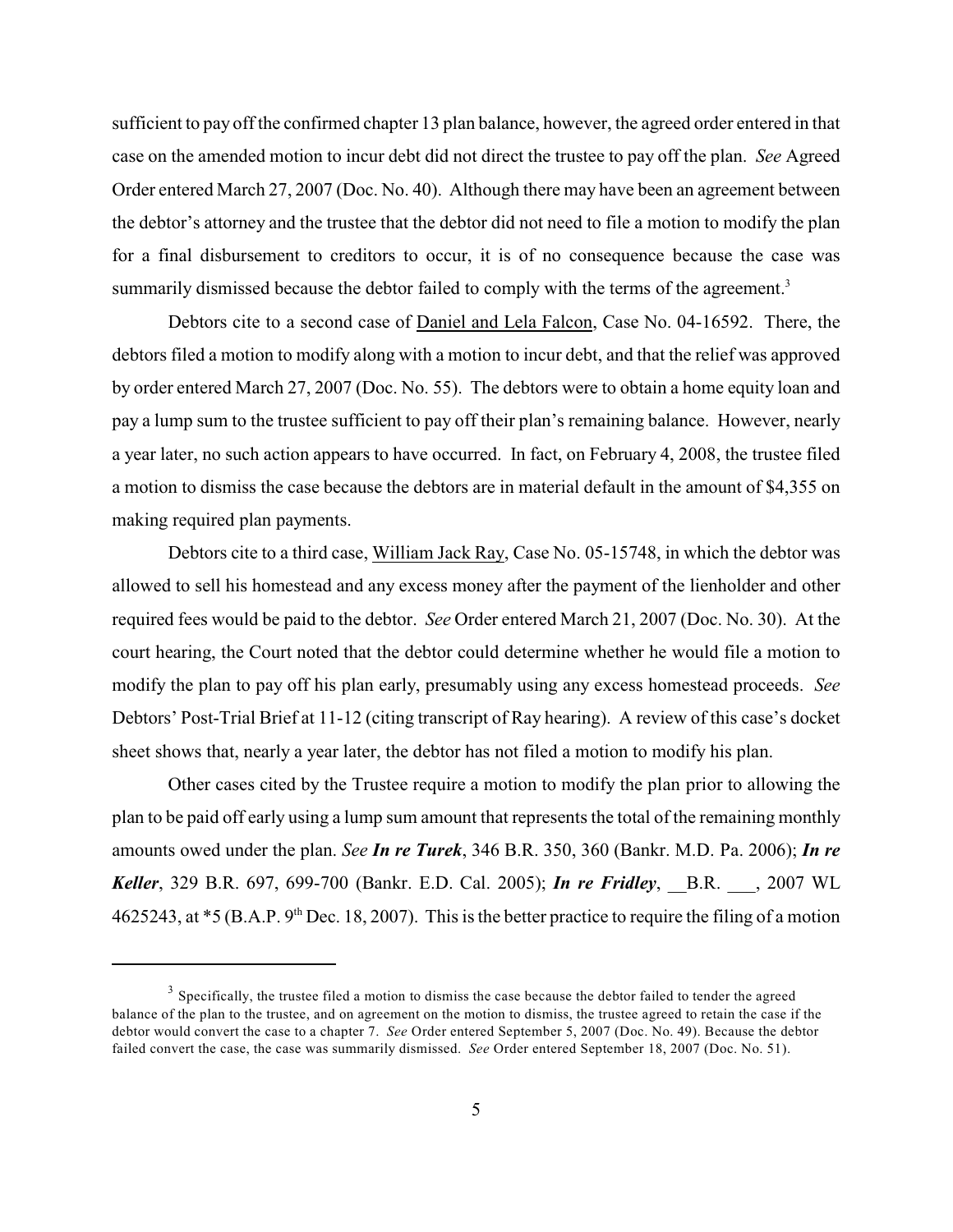sufficient to pay off the confirmed chapter 13 plan balance, however, the agreed order entered in that case on the amended motion to incur debt did not direct the trustee to pay off the plan. *See* Agreed Order entered March 27, 2007 (Doc. No. 40). Although there may have been an agreement between the debtor's attorney and the trustee that the debtor did not need to file a motion to modify the plan for a final disbursement to creditors to occur, it is of no consequence because the case was summarily dismissed because the debtor failed to comply with the terms of the agreement.[3]

Debtors cite to a second case of Daniel and Lela Falcon, Case No. 04-16592. There, the debtors filed a motion to modify along with a motion to incur debt, and that the relief was approved by order entered March 27, 2007 (Doc. No. 55). The debtors were to obtain a home equity loan and pay a lump sum to the trustee sufficient to pay off their plan's remaining balance. However, nearly a year later, no such action appears to have occurred. In fact, on February 4, 2008, the trustee filed a motion to dismiss the case because the debtors are in material default in the amount of $4,355 on making required plan payments.

Debtors cite to a third case, William Jack Ray, Case No. 05-15748, in which the debtor was allowed to sell his homestead and any excess money after the payment of the lienholder and other required fees would be paid to the debtor. *See* Order entered March 21, 2007 (Doc. No. 30). At the court hearing, the Court noted that the debtor could determine whether he would file a motion to modify the plan to pay off his plan early, presumably using any excess homestead proceeds. *See* Debtors' Post-Trial Brief at 11-12 (citing transcript of Ray hearing). A review of this case's docket sheet shows that, nearly a year later, the debtor has not filed a motion to modify his plan.

Other cases cited by the Trustee require a motion to modify the plan prior to allowing the plan to be paid off early using a lump sum amount that represents the total of the remaining monthly amounts owed under the plan. *See* ***In re Turek***, 346 B.R. 350, 360 (Bankr. M.D. Pa. 2006); ***In re Keller***, 329 B.R. 697, 699-700 (Bankr. E.D. Cal. 2005); ***In re Fridley***, __B.R. ___, 2007 WL 4625243, at *5 (B.A.P. 9th Dec. 18, 2007). This is the better practice to require the filing of a motion

[3] Specifically, the trustee filed a motion to dismiss the case because the debtor failed to tender the agreed balance of the plan to the trustee, and on agreement on the motion to dismiss, the trustee agreed to retain the case if the debtor would convert the case to a chapter 7. *See* Order entered September 5, 2007 (Doc. No. 49). Because the debtor failed convert the case, the case was summarily dismissed. *See* Order entered September 18, 2007 (Doc. No. 51).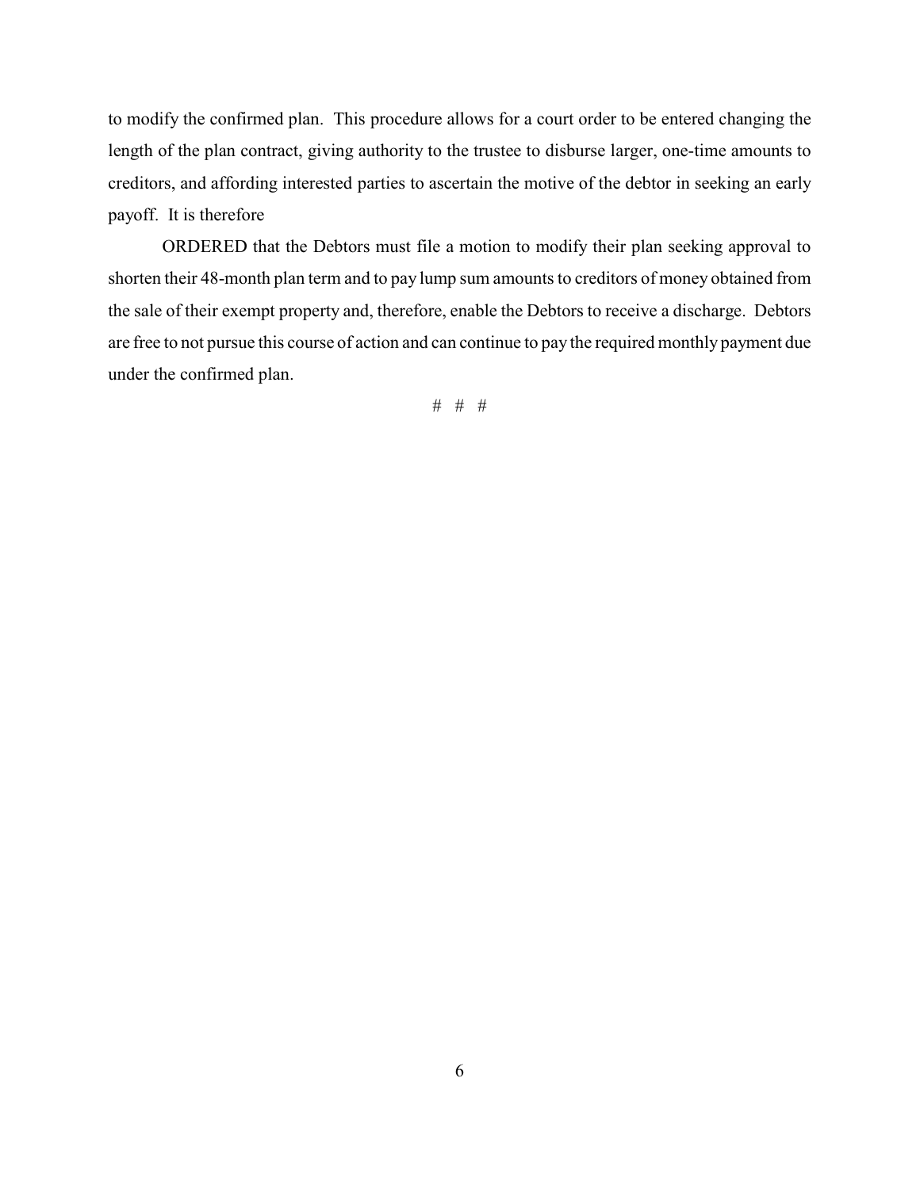to modify the confirmed plan. This procedure allows for a court order to be entered changing the length of the plan contract, giving authority to the trustee to disburse larger, one-time amounts to creditors, and affording interested parties to ascertain the motive of the debtor in seeking an early payoff. It is therefore

ORDERED that the Debtors must file a motion to modify their plan seeking approval to shorten their 48-month plan term and to pay lump sum amounts to creditors of money obtained from the sale of their exempt property and, therefore, enable the Debtors to receive a discharge. Debtors are free to not pursue this course of action and can continue to pay the required monthly payment due under the confirmed plan.

# # #